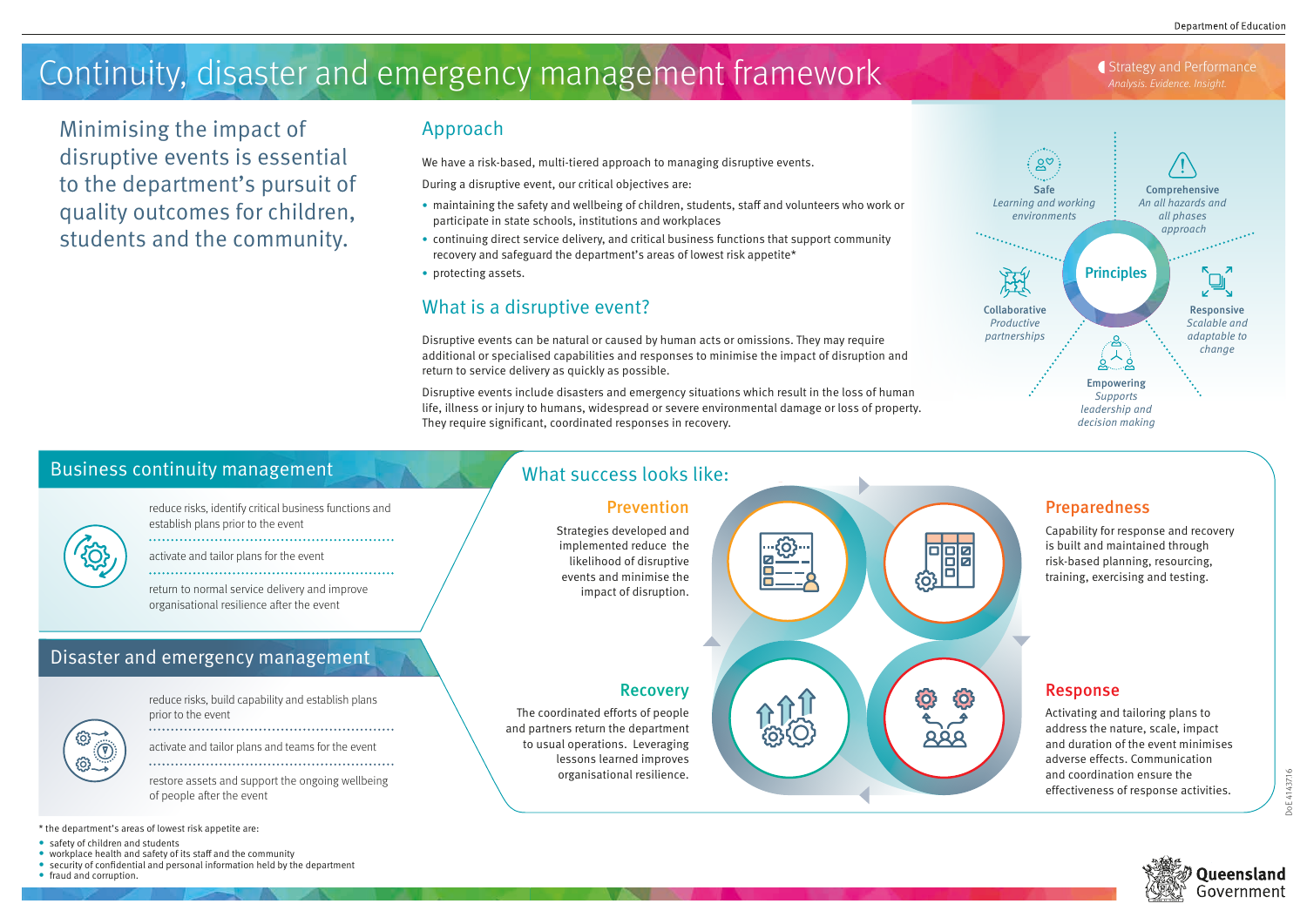# Continuity, disaster and emergency management framework

Strategy and Performance
*Analysis. Evidence. Insight.*

Minimising the impact of disruptive events is essential to the department's pursuit of quality outcomes for children, students and the community.

## Approach

We have a risk-based, multi-tiered approach to managing disruptive events.

During a disruptive event, our critical objectives are:

- maintaining the safety and wellbeing of children, students, staff and volunteers who work or participate in state schools, institutions and workplaces
- continuing direct service delivery, and critical business functions that support community recovery and safeguard the department's areas of lowest risk appetite*
- protecting assets.

## What is a disruptive event?

Disruptive events can be natural or caused by human acts or omissions. They may require additional or specialised capabilities and responses to minimise the impact of disruption and return to service delivery as quickly as possible.

Disruptive events include disasters and emergency situations which result in the loss of human life, illness or injury to humans, widespread or severe environmental damage or loss of property. They require significant, coordinated responses in recovery.

## Principles

**Safe**
*Learning and working environments*

**Comprehensive**
*An all hazards and all phases approach*

**Collaborative**
*Productive partnerships*

**Responsive**
*Scalable and adaptable to change*

**Empowering**
*Supports leadership and decision making*

## Business continuity management

- reduce risks, identify critical business functions and establish plans prior to the event
- activate and tailor plans for the event
- return to normal service delivery and improve organisational resilience after the event

## Disaster and emergency management

- reduce risks, build capability and establish plans prior to the event
- activate and tailor plans and teams for the event
- restore assets and support the ongoing wellbeing of people after the event

## What success looks like:

### Prevention

Strategies developed and implemented reduce the likelihood of disruptive events and minimise the impact of disruption.

### Preparedness

Capability for response and recovery is built and maintained through risk-based planning, resourcing, training, exercising and testing.

### Recovery

The coordinated efforts of people and partners return the department to usual operations. Leveraging lessons learned improves organisational resilience.

### Response

Activating and tailoring plans to address the nature, scale, impact and duration of the event minimises adverse effects. Communication and coordination ensure the effectiveness of response activities.

\* the department's areas of lowest risk appetite are:

- safety of children and students
- workplace health and safety of its staff and the community
- security of confidential and personal information held by the department
- fraud and corruption.

DoE 4143716

Queensland Government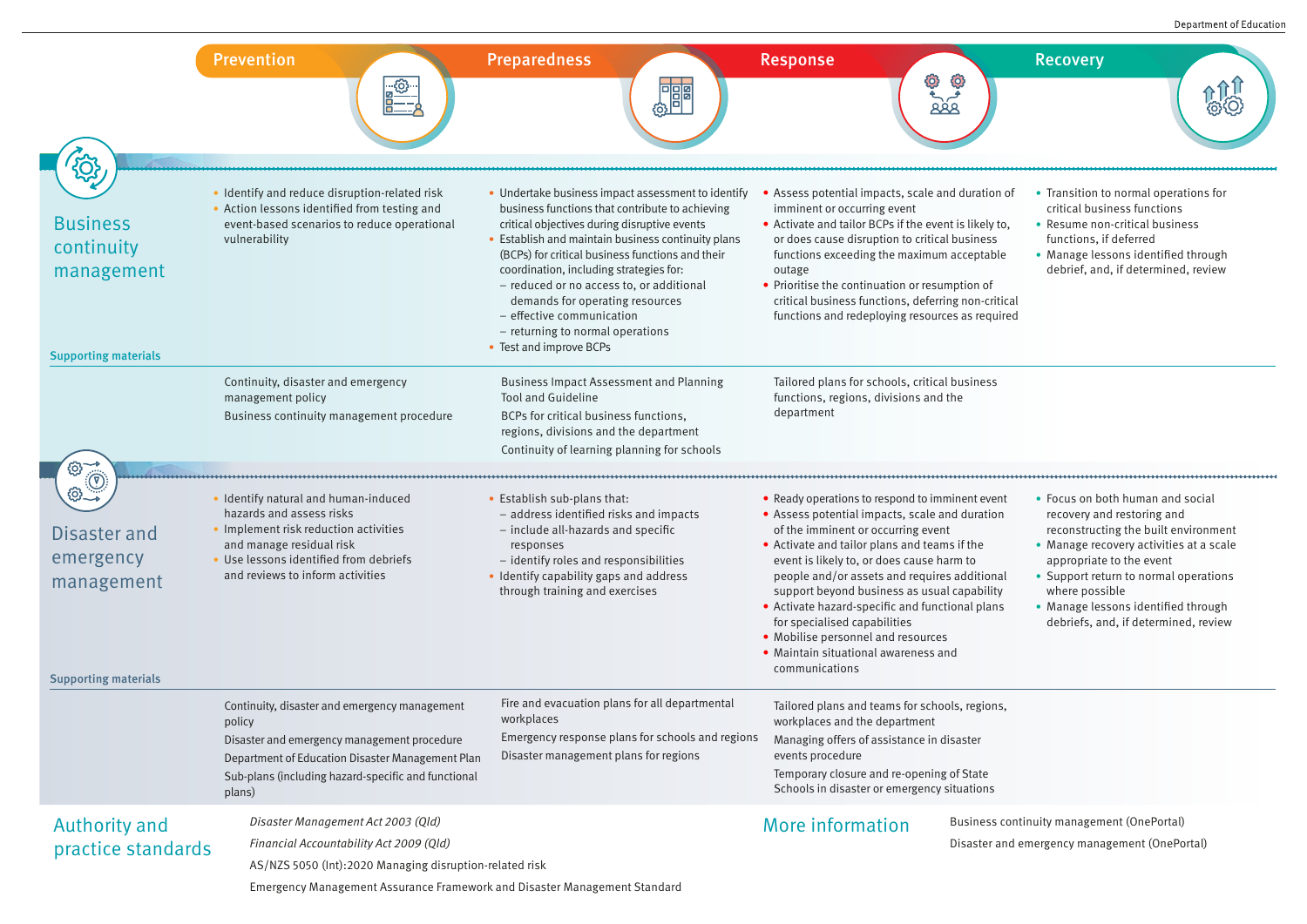| | Prevention | Preparedness | Response | Recovery |
|---|---|---|---|---|
| **Business continuity management** | • Identify and reduce disruption-related risk<br>• Action lessons identified from testing and event-based scenarios to reduce operational vulnerability | • Undertake business impact assessment to identify business functions that contribute to achieving critical objectives during disruptive events<br>• Establish and maintain business continuity plans (BCPs) for critical business functions and their coordination, including strategies for:<br>– reduced or no access to, or additional demands for operating resources<br>– effective communication<br>– returning to normal operations<br>• Test and improve BCPs | • Assess potential impacts, scale and duration of imminent or occurring event<br>• Activate and tailor BCPs if the event is likely to, or does cause disruption to critical business functions exceeding the maximum acceptable outage<br>• Prioritise the continuation or resumption of critical business functions, deferring non-critical functions and redeploying resources as required | • Transition to normal operations for critical business functions<br>• Resume non-critical business functions, if deferred<br>• Manage lessons identified through debrief, and, if determined, review |
| Supporting materials | Continuity, disaster and emergency management policy<br>Business continuity management procedure | Business Impact Assessment and Planning Tool and Guideline<br>BCPs for critical business functions, regions, divisions and the department<br>Continuity of learning planning for schools | Tailored plans for schools, critical business functions, regions, divisions and the department | |
| **Disaster and emergency management** | • Identify natural and human-induced hazards and assess risks<br>• Implement risk reduction activities and manage residual risk<br>• Use lessons identified from debriefs and reviews to inform activities | • Establish sub-plans that:<br>– address identified risks and impacts<br>– include all-hazards and specific responses<br>– identify roles and responsibilities<br>• Identify capability gaps and address through training and exercises | • Ready operations to respond to imminent event<br>• Assess potential impacts, scale and duration of the imminent or occurring event<br>• Activate and tailor plans and teams if the event is likely to, or does cause harm to people and/or assets and requires additional support beyond business as usual capability<br>• Activate hazard-specific and functional plans for specialised capabilities<br>• Mobilise personnel and resources<br>• Maintain situational awareness and communications | • Focus on both human and social recovery and restoring and reconstructing the built environment<br>• Manage recovery activities at a scale appropriate to the event<br>• Support return to normal operations where possible<br>• Manage lessons identified through debriefs, and, if determined, review |
| Supporting materials | Continuity, disaster and emergency management policy<br>Disaster and emergency management procedure<br>Department of Education Disaster Management Plan<br>Sub-plans (including hazard-specific and functional plans) | Fire and evacuation plans for all departmental workplaces<br>Emergency response plans for schools and regions<br>Disaster management plans for regions | Tailored plans and teams for schools, regions, workplaces and the department<br>Managing offers of assistance in disaster events procedure<br>Temporary closure and re-opening of State Schools in disaster or emergency situations | |

## Authority and practice standards

*Disaster Management Act 2003 (Qld)*

*Financial Accountability Act 2009 (Qld)*

AS/NZS 5050 (Int):2020 Managing disruption-related risk

Emergency Management Assurance Framework and Disaster Management Standard

## More information

Business continuity management (OnePortal)

Disaster and emergency management (OnePortal)